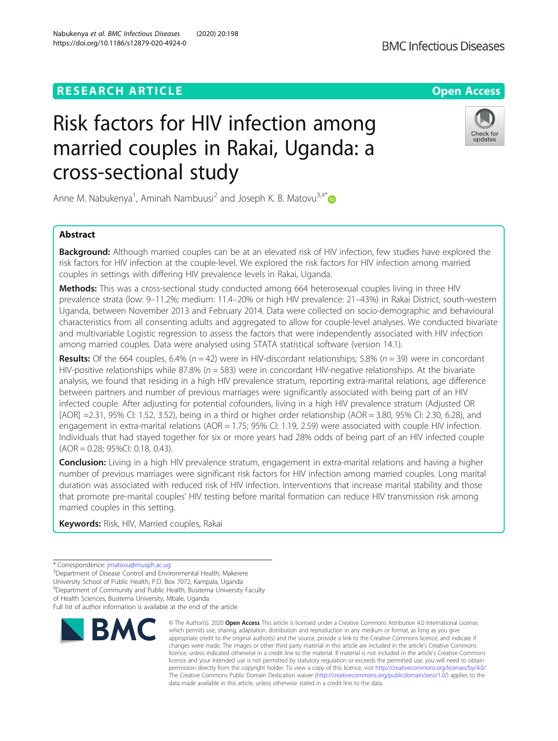RESEARCH ARTICLE

Open Access

# Risk factors for HIV infection among married couples in Rakai, Uganda: a cross-sectional study

Anne M. Nabukenya[1], Aminah Nambuusi[2] and Joseph K. B. Matovu[3,4*]

## Abstract

**Background:** Although married couples can be at an elevated risk of HIV infection, few studies have explored the risk factors for HIV infection at the couple-level. We explored the risk factors for HIV infection among married couples in settings with differing HIV prevalence levels in Rakai, Uganda.

**Methods:** This was a cross-sectional study conducted among 664 heterosexual couples living in three HIV prevalence strata (low: 9–11.2%; medium: 11.4–20% or high HIV prevalence: 21–43%) in Rakai District, south-western Uganda, between November 2013 and February 2014. Data were collected on socio-demographic and behavioural characteristics from all consenting adults and aggregated to allow for couple-level analyses. We conducted bivariate and multivariable Logistic regression to assess the factors that were independently associated with HIV infection among married couples. Data were analysed using STATA statistical software (version 14.1).

**Results:** Of the 664 couples, 6.4% ($n = 42$) were in HIV-discordant relationships; 5.8% ($n = 39$) were in concordant HIV-positive relationships while 87.8% ($n = 583$) were in concordant HIV-negative relationships. At the bivariate analysis, we found that residing in a high HIV prevalence stratum, reporting extra-marital relations, age difference between partners and number of previous marriages were significantly associated with being part of an HIV infected couple. After adjusting for potential cofounders, living in a high HIV prevalence stratum (Adjusted OR [AOR] =2.31, 95% CI: 1.52, 3.52), being in a third or higher order relationship (AOR = 3.80, 95% CI: 2.30, 6.28), and engagement in extra-marital relations (AOR = 1.75; 95% CI: 1.19, 2.59) were associated with couple HIV infection. Individuals that had stayed together for six or more years had 28% odds of being part of an HIV infected couple (AOR = 0.28; 95%CI: 0.18, 0.43).

**Conclusion:** Living in a high HIV prevalence stratum, engagement in extra-marital relations and having a higher number of previous marriages were significant risk factors for HIV infection among married couples. Long marital duration was associated with reduced risk of HIV infection. Interventions that increase marital stability and those that promote pre-marital couples' HIV testing before marital formation can reduce HIV transmission risk among married couples in this setting.

**Keywords:** Risk, HIV, Married couples, Rakai

---

* Correspondence: jmatovu@musph.ac.ug
[3]Department of Disease Control and Environmental Health, Makerere University School of Public Health, P.O. Box 7072, Kampala, Uganda
[4]Department of Community and Public Health, Busitema University Faculty of Health Sciences, Busitema University, Mbale, Uganda
Full list of author information is available at the end of the article

© The Author(s). 2020 **Open Access** This article is licensed under a Creative Commons Attribution 4.0 International License, which permits use, sharing, adaptation, distribution and reproduction in any medium or format, as long as you give appropriate credit to the original author(s) and the source, provide a link to the Creative Commons licence, and indicate if changes were made. The images or other third party material in this article are included in the article's Creative Commons licence, unless indicated otherwise in a credit line to the material. If material is not included in the article's Creative Commons licence and your intended use is not permitted by statutory regulation or exceeds the permitted use, you will need to obtain permission directly from the copyright holder. To view a copy of this licence, visit http://creativecommons.org/licenses/by/4.0/. The Creative Commons Public Domain Dedication waiver (http://creativecommons.org/publicdomain/zero/1.0/) applies to the data made available in this article, unless otherwise stated in a credit line to the data.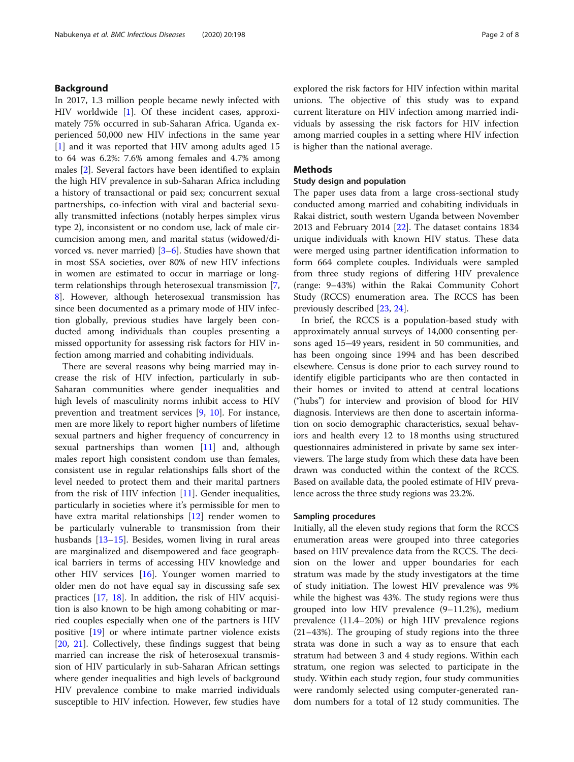## Background

In 2017, 1.3 million people became newly infected with HIV worldwide [1]. Of these incident cases, approximately 75% occurred in sub-Saharan Africa. Uganda experienced 50,000 new HIV infections in the same year [1] and it was reported that HIV among adults aged 15 to 64 was 6.2%: 7.6% among females and 4.7% among males [2]. Several factors have been identified to explain the high HIV prevalence in sub-Saharan Africa including a history of transactional or paid sex; concurrent sexual partnerships, co-infection with viral and bacterial sexually transmitted infections (notably herpes simplex virus type 2), inconsistent or no condom use, lack of male circumcision among men, and marital status (widowed/divorced vs. never married) [3–6]. Studies have shown that in most SSA societies, over 80% of new HIV infections in women are estimated to occur in marriage or long-term relationships through heterosexual transmission [7, 8]. However, although heterosexual transmission has since been documented as a primary mode of HIV infection globally, previous studies have largely been conducted among individuals than couples presenting a missed opportunity for assessing risk factors for HIV infection among married and cohabiting individuals.

There are several reasons why being married may increase the risk of HIV infection, particularly in sub-Saharan communities where gender inequalities and high levels of masculinity norms inhibit access to HIV prevention and treatment services [9, 10]. For instance, men are more likely to report higher numbers of lifetime sexual partners and higher frequency of concurrency in sexual partnerships than women [11] and, although males report high consistent condom use than females, consistent use in regular relationships falls short of the level needed to protect them and their marital partners from the risk of HIV infection [11]. Gender inequalities, particularly in societies where it's permissible for men to have extra marital relationships [12] render women to be particularly vulnerable to transmission from their husbands [13–15]. Besides, women living in rural areas are marginalized and disempowered and face geographical barriers in terms of accessing HIV knowledge and other HIV services [16]. Younger women married to older men do not have equal say in discussing safe sex practices [17, 18]. In addition, the risk of HIV acquisition is also known to be high among cohabiting or married couples especially when one of the partners is HIV positive [19] or where intimate partner violence exists [20, 21]. Collectively, these findings suggest that being married can increase the risk of heterosexual transmission of HIV particularly in sub-Saharan African settings where gender inequalities and high levels of background HIV prevalence combine to make married individuals susceptible to HIV infection. However, few studies have explored the risk factors for HIV infection within marital unions. The objective of this study was to expand current literature on HIV infection among married individuals by assessing the risk factors for HIV infection among married couples in a setting where HIV infection is higher than the national average.

## Methods

### Study design and population

The paper uses data from a large cross-sectional study conducted among married and cohabiting individuals in Rakai district, south western Uganda between November 2013 and February 2014 [22]. The dataset contains 1834 unique individuals with known HIV status. These data were merged using partner identification information to form 664 complete couples. Individuals were sampled from three study regions of differing HIV prevalence (range: 9–43%) within the Rakai Community Cohort Study (RCCS) enumeration area. The RCCS has been previously described [23, 24].

In brief, the RCCS is a population-based study with approximately annual surveys of 14,000 consenting persons aged 15–49 years, resident in 50 communities, and has been ongoing since 1994 and has been described elsewhere. Census is done prior to each survey round to identify eligible participants who are then contacted in their homes or invited to attend at central locations ("hubs") for interview and provision of blood for HIV diagnosis. Interviews are then done to ascertain information on socio demographic characteristics, sexual behaviors and health every 12 to 18 months using structured questionnaires administered in private by same sex interviewers. The large study from which these data have been drawn was conducted within the context of the RCCS. Based on available data, the pooled estimate of HIV prevalence across the three study regions was 23.2%.

### Sampling procedures

Initially, all the eleven study regions that form the RCCS enumeration areas were grouped into three categories based on HIV prevalence data from the RCCS. The decision on the lower and upper boundaries for each stratum was made by the study investigators at the time of study initiation. The lowest HIV prevalence was 9% while the highest was 43%. The study regions were thus grouped into low HIV prevalence (9–11.2%), medium prevalence (11.4–20%) or high HIV prevalence regions (21–43%). The grouping of study regions into the three strata was done in such a way as to ensure that each stratum had between 3 and 4 study regions. Within each stratum, one region was selected to participate in the study. Within each study region, four study communities were randomly selected using computer-generated random numbers for a total of 12 study communities. The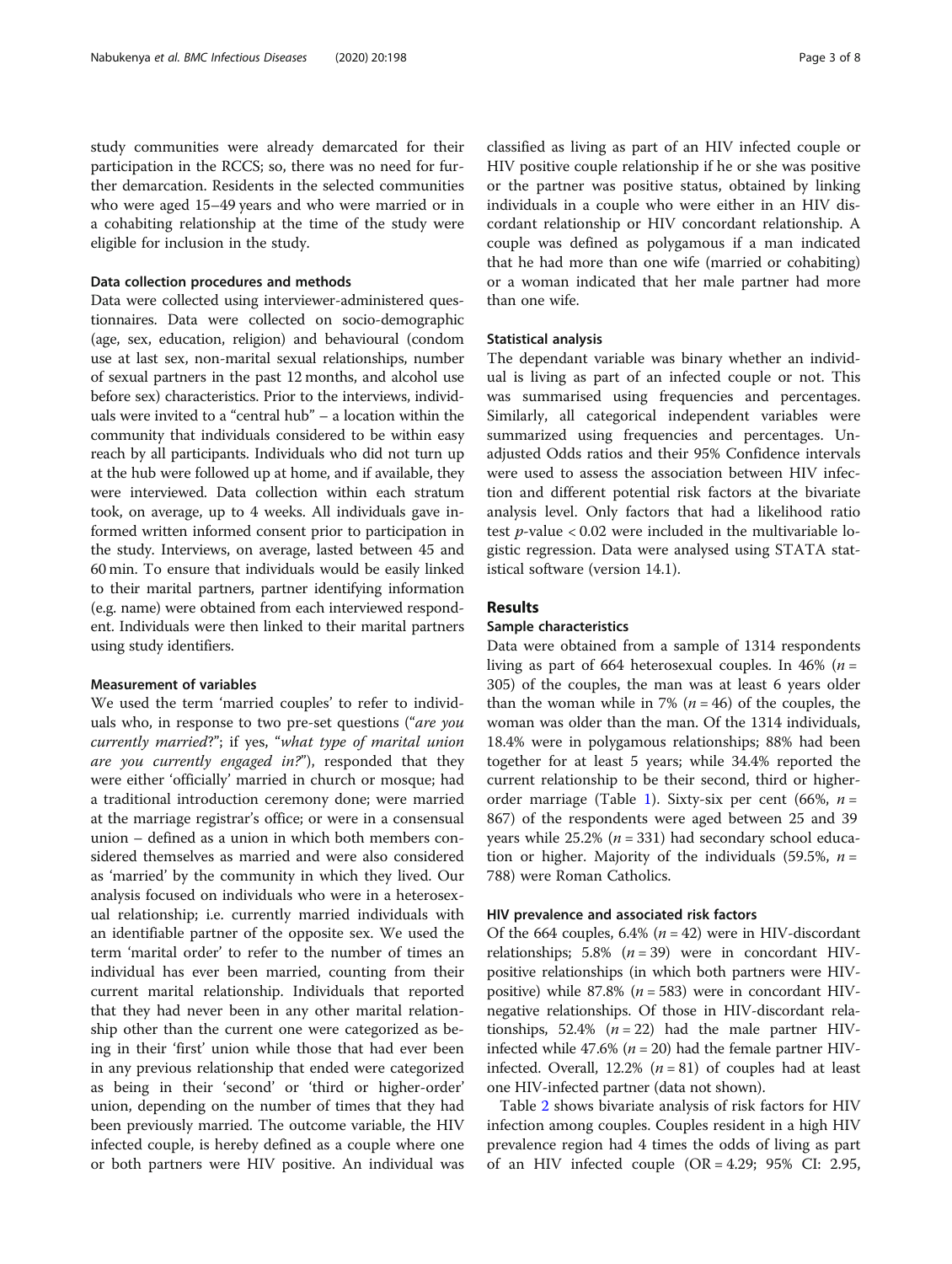study communities were already demarcated for their participation in the RCCS; so, there was no need for further demarcation. Residents in the selected communities who were aged 15–49 years and who were married or in a cohabiting relationship at the time of the study were eligible for inclusion in the study.

### Data collection procedures and methods

Data were collected using interviewer-administered questionnaires. Data were collected on socio-demographic (age, sex, education, religion) and behavioural (condom use at last sex, non-marital sexual relationships, number of sexual partners in the past 12 months, and alcohol use before sex) characteristics. Prior to the interviews, individuals were invited to a "central hub" – a location within the community that individuals considered to be within easy reach by all participants. Individuals who did not turn up at the hub were followed up at home, and if available, they were interviewed. Data collection within each stratum took, on average, up to 4 weeks. All individuals gave informed written informed consent prior to participation in the study. Interviews, on average, lasted between 45 and 60 min. To ensure that individuals would be easily linked to their marital partners, partner identifying information (e.g. name) were obtained from each interviewed respondent. Individuals were then linked to their marital partners using study identifiers.

### Measurement of variables

We used the term 'married couples' to refer to individuals who, in response to two pre-set questions ("*are you currently married*?"; if yes, "*what type of marital union are you currently engaged in?*"), responded that they were either 'officially' married in church or mosque; had a traditional introduction ceremony done; were married at the marriage registrar's office; or were in a consensual union – defined as a union in which both members considered themselves as married and were also considered as 'married' by the community in which they lived. Our analysis focused on individuals who were in a heterosexual relationship; i.e. currently married individuals with an identifiable partner of the opposite sex. We used the term 'marital order' to refer to the number of times an individual has ever been married, counting from their current marital relationship. Individuals that reported that they had never been in any other marital relationship other than the current one were categorized as being in their 'first' union while those that had ever been in any previous relationship that ended were categorized as being in their 'second' or 'third or higher-order' union, depending on the number of times that they had been previously married. The outcome variable, the HIV infected couple, is hereby defined as a couple where one or both partners were HIV positive. An individual was classified as living as part of an HIV infected couple or HIV positive couple relationship if he or she was positive or the partner was positive status, obtained by linking individuals in a couple who were either in an HIV discordant relationship or HIV concordant relationship. A couple was defined as polygamous if a man indicated that he had more than one wife (married or cohabiting) or a woman indicated that her male partner had more than one wife.

### Statistical analysis

The dependant variable was binary whether an individual is living as part of an infected couple or not. This was summarised using frequencies and percentages. Similarly, all categorical independent variables were summarized using frequencies and percentages. Unadjusted Odds ratios and their 95% Confidence intervals were used to assess the association between HIV infection and different potential risk factors at the bivariate analysis level. Only factors that had a likelihood ratio test $p$-value < 0.02 were included in the multivariable logistic regression. Data were analysed using STATA statistical software (version 14.1).

## Results

### Sample characteristics

Data were obtained from a sample of 1314 respondents living as part of 664 heterosexual couples. In 46% ($n$ = 305) of the couples, the man was at least 6 years older than the woman while in 7% ($n$ = 46) of the couples, the woman was older than the man. Of the 1314 individuals, 18.4% were in polygamous relationships; 88% had been together for at least 5 years; while 34.4% reported the current relationship to be their second, third or higher-order marriage (Table 1). Sixty-six per cent (66%, $n$ = 867) of the respondents were aged between 25 and 39 years while 25.2% ($n$ = 331) had secondary school education or higher. Majority of the individuals (59.5%, $n$ = 788) were Roman Catholics.

### HIV prevalence and associated risk factors

Of the 664 couples, 6.4% ($n$ = 42) were in HIV-discordant relationships; 5.8% ($n$ = 39) were in concordant HIV-positive relationships (in which both partners were HIV-positive) while 87.8% ($n$ = 583) were in concordant HIV-negative relationships. Of those in HIV-discordant relationships, 52.4% ($n$ = 22) had the male partner HIV-infected while 47.6% ($n$ = 20) had the female partner HIV-infected. Overall, 12.2% ($n$ = 81) of couples had at least one HIV-infected partner (data not shown).

Table 2 shows bivariate analysis of risk factors for HIV infection among couples. Couples resident in a high HIV prevalence region had 4 times the odds of living as part of an HIV infected couple (OR = 4.29; 95% CI: 2.95,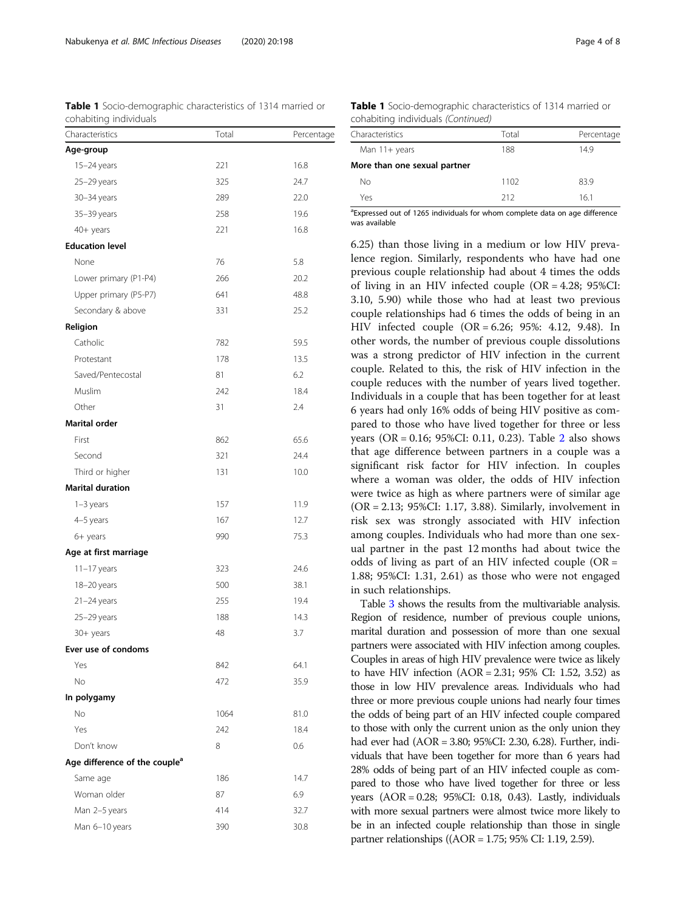**Table 1** Socio-demographic characteristics of 1314 married or cohabiting individuals

| Characteristics | Total | Percentage |
| --- | --- | --- |
| **Age-group** | | |
| 15–24 years | 221 | 16.8 |
| 25–29 years | 325 | 24.7 |
| 30–34 years | 289 | 22.0 |
| 35–39 years | 258 | 19.6 |
| 40+ years | 221 | 16.8 |
| **Education level** | | |
| None | 76 | 5.8 |
| Lower primary (P1-P4) | 266 | 20.2 |
| Upper primary (P5-P7) | 641 | 48.8 |
| Secondary & above | 331 | 25.2 |
| **Religion** | | |
| Catholic | 782 | 59.5 |
| Protestant | 178 | 13.5 |
| Saved/Pentecostal | 81 | 6.2 |
| Muslim | 242 | 18.4 |
| Other | 31 | 2.4 |
| **Marital order** | | |
| First | 862 | 65.6 |
| Second | 321 | 24.4 |
| Third or higher | 131 | 10.0 |
| **Marital duration** | | |
| 1–3 years | 157 | 11.9 |
| 4–5 years | 167 | 12.7 |
| 6+ years | 990 | 75.3 |
| **Age at first marriage** | | |
| 11–17 years | 323 | 24.6 |
| 18–20 years | 500 | 38.1 |
| 21–24 years | 255 | 19.4 |
| 25–29 years | 188 | 14.3 |
| 30+ years | 48 | 3.7 |
| **Ever use of condoms** | | |
| Yes | 842 | 64.1 |
| No | 472 | 35.9 |
| **In polygamy** | | |
| No | 1064 | 81.0 |
| Yes | 242 | 18.4 |
| Don't know | 8 | 0.6 |
| **Age difference of the couple**[a] | | |
| Same age | 186 | 14.7 |
| Woman older | 87 | 6.9 |
| Man 2–5 years | 414 | 32.7 |
| Man 6–10 years | 390 | 30.8 |
| Man 11+ years | 188 | 14.9 |
| **More than one sexual partner** | | |
| No | 1102 | 83.9 |
| Yes | 212 | 16.1 |

[a]Expressed out of 1265 individuals for whom complete data on age difference was available

6.25) than those living in a medium or low HIV prevalence region. Similarly, respondents who have had one previous couple relationship had about 4 times the odds of living in an HIV infected couple (OR = 4.28; 95%CI: 3.10, 5.90) while those who had at least two previous couple relationships had 6 times the odds of being in an HIV infected couple (OR = 6.26; 95%: 4.12, 9.48). In other words, the number of previous couple dissolutions was a strong predictor of HIV infection in the current couple. Related to this, the risk of HIV infection in the couple reduces with the number of years lived together. Individuals in a couple that has been together for at least 6 years had only 16% odds of being HIV positive as compared to those who have lived together for three or less years (OR = 0.16; 95%CI: 0.11, 0.23). Table 2 also shows that age difference between partners in a couple was a significant risk factor for HIV infection. In couples where a woman was older, the odds of HIV infection were twice as high as where partners were of similar age (OR = 2.13; 95%CI: 1.17, 3.88). Similarly, involvement in risk sex was strongly associated with HIV infection among couples. Individuals who had more than one sexual partner in the past 12 months had about twice the odds of living as part of an HIV infected couple (OR = 1.88; 95%CI: 1.31, 2.61) as those who were not engaged in such relationships.

Table 3 shows the results from the multivariable analysis. Region of residence, number of previous couple unions, marital duration and possession of more than one sexual partners were associated with HIV infection among couples. Couples in areas of high HIV prevalence were twice as likely to have HIV infection (AOR = 2.31; 95% CI: 1.52, 3.52) as those in low HIV prevalence areas. Individuals who had three or more previous couple unions had nearly four times the odds of being part of an HIV infected couple compared to those with only the current union as the only union they had ever had (AOR = 3.80; 95%CI: 2.30, 6.28). Further, individuals that have been together for more than 6 years had 28% odds of being part of an HIV infected couple as compared to those who have lived together for three or less years (AOR = 0.28; 95%CI: 0.18, 0.43). Lastly, individuals with more sexual partners were almost twice more likely to be in an infected couple relationship than those in single partner relationships ((AOR = 1.75; 95% CI: 1.19, 2.59).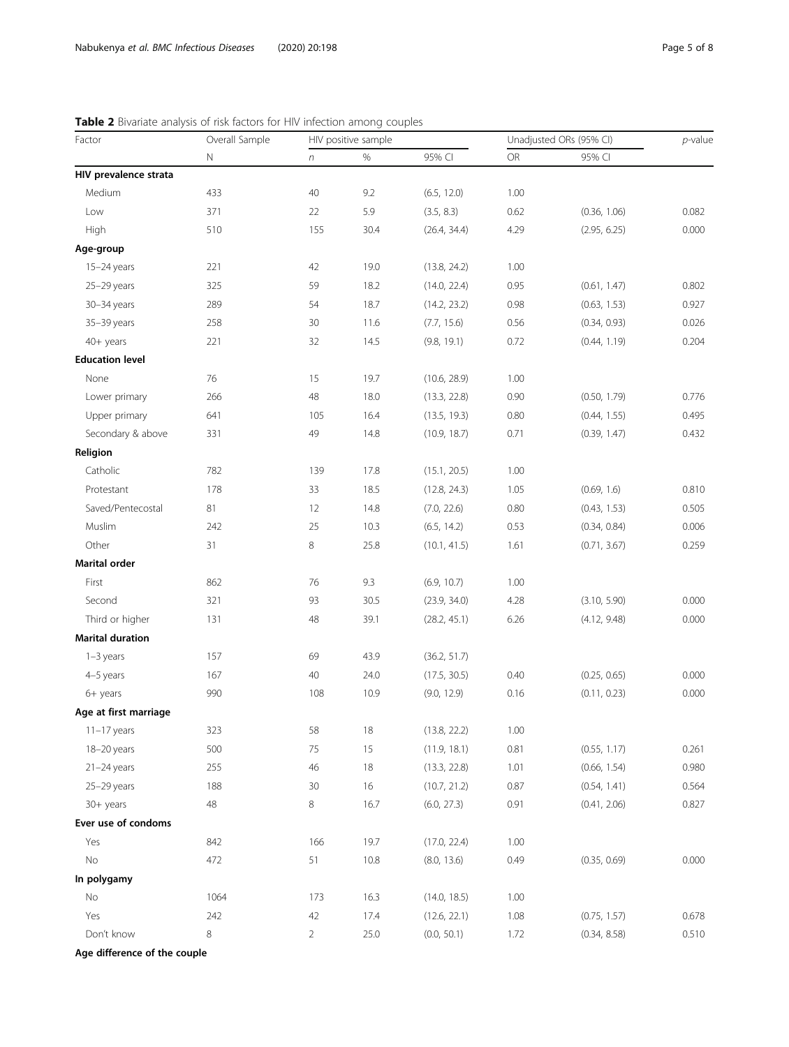**Table 2** Bivariate analysis of risk factors for HIV infection among couples

| Factor | Overall Sample | HIV positive sample | | | Unadjusted ORs (95% CI) | | p-value |
|---|---|---|---|---|---|---|---|
| | N | n | % | 95% CI | OR | 95% CI | |
| **HIV prevalence strata** | | | | | | | |
| Medium | 433 | 40 | 9.2 | (6.5, 12.0) | 1.00 | | |
| Low | 371 | 22 | 5.9 | (3.5, 8.3) | 0.62 | (0.36, 1.06) | 0.082 |
| High | 510 | 155 | 30.4 | (26.4, 34.4) | 4.29 | (2.95, 6.25) | 0.000 |
| **Age-group** | | | | | | | |
| 15–24 years | 221 | 42 | 19.0 | (13.8, 24.2) | 1.00 | | |
| 25–29 years | 325 | 59 | 18.2 | (14.0, 22.4) | 0.95 | (0.61, 1.47) | 0.802 |
| 30–34 years | 289 | 54 | 18.7 | (14.2, 23.2) | 0.98 | (0.63, 1.53) | 0.927 |
| 35–39 years | 258 | 30 | 11.6 | (7.7, 15.6) | 0.56 | (0.34, 0.93) | 0.026 |
| 40+ years | 221 | 32 | 14.5 | (9.8, 19.1) | 0.72 | (0.44, 1.19) | 0.204 |
| **Education level** | | | | | | | |
| None | 76 | 15 | 19.7 | (10.6, 28.9) | 1.00 | | |
| Lower primary | 266 | 48 | 18.0 | (13.3, 22.8) | 0.90 | (0.50, 1.79) | 0.776 |
| Upper primary | 641 | 105 | 16.4 | (13.5, 19.3) | 0.80 | (0.44, 1.55) | 0.495 |
| Secondary & above | 331 | 49 | 14.8 | (10.9, 18.7) | 0.71 | (0.39, 1.47) | 0.432 |
| **Religion** | | | | | | | |
| Catholic | 782 | 139 | 17.8 | (15.1, 20.5) | 1.00 | | |
| Protestant | 178 | 33 | 18.5 | (12.8, 24.3) | 1.05 | (0.69, 1.6) | 0.810 |
| Saved/Pentecostal | 81 | 12 | 14.8 | (7.0, 22.6) | 0.80 | (0.43, 1.53) | 0.505 |
| Muslim | 242 | 25 | 10.3 | (6.5, 14.2) | 0.53 | (0.34, 0.84) | 0.006 |
| Other | 31 | 8 | 25.8 | (10.1, 41.5) | 1.61 | (0.71, 3.67) | 0.259 |
| **Marital order** | | | | | | | |
| First | 862 | 76 | 9.3 | (6.9, 10.7) | 1.00 | | |
| Second | 321 | 93 | 30.5 | (23.9, 34.0) | 4.28 | (3.10, 5.90) | 0.000 |
| Third or higher | 131 | 48 | 39.1 | (28.2, 45.1) | 6.26 | (4.12, 9.48) | 0.000 |
| **Marital duration** | | | | | | | |
| 1–3 years | 157 | 69 | 43.9 | (36.2, 51.7) | | | |
| 4–5 years | 167 | 40 | 24.0 | (17.5, 30.5) | 0.40 | (0.25, 0.65) | 0.000 |
| 6+ years | 990 | 108 | 10.9 | (9.0, 12.9) | 0.16 | (0.11, 0.23) | 0.000 |
| **Age at first marriage** | | | | | | | |
| 11–17 years | 323 | 58 | 18 | (13.8, 22.2) | 1.00 | | |
| 18–20 years | 500 | 75 | 15 | (11.9, 18.1) | 0.81 | (0.55, 1.17) | 0.261 |
| 21–24 years | 255 | 46 | 18 | (13.3, 22.8) | 1.01 | (0.66, 1.54) | 0.980 |
| 25–29 years | 188 | 30 | 16 | (10.7, 21.2) | 0.87 | (0.54, 1.41) | 0.564 |
| 30+ years | 48 | 8 | 16.7 | (6.0, 27.3) | 0.91 | (0.41, 2.06) | 0.827 |
| **Ever use of condoms** | | | | | | | |
| Yes | 842 | 166 | 19.7 | (17.0, 22.4) | 1.00 | | |
| No | 472 | 51 | 10.8 | (8.0, 13.6) | 0.49 | (0.35, 0.69) | 0.000 |
| **In polygamy** | | | | | | | |
| No | 1064 | 173 | 16.3 | (14.0, 18.5) | 1.00 | | |
| Yes | 242 | 42 | 17.4 | (12.6, 22.1) | 1.08 | (0.75, 1.57) | 0.678 |
| Don't know | 8 | 2 | 25.0 | (0.0, 50.1) | 1.72 | (0.34, 8.58) | 0.510 |
| **Age difference of the couple** | | | | | | | |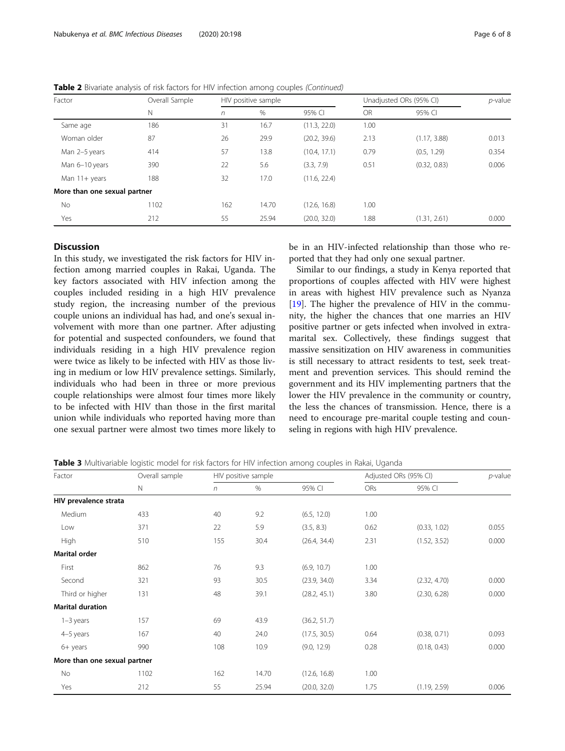**Table 2** Bivariate analysis of risk factors for HIV infection among couples *(Continued)*

| Factor | Overall Sample | HIV positive sample | | | Unadjusted ORs (95% CI) | | *p*-value |
|---|---|---|---|---|---|---|---|
| | N | *n* | % | 95% CI | OR | 95% CI | |
| Same age | 186 | 31 | 16.7 | (11.3, 22.0) | 1.00 | | |
| Woman older | 87 | 26 | 29.9 | (20.2, 39.6) | 2.13 | (1.17, 3.88) | 0.013 |
| Man 2–5 years | 414 | 57 | 13.8 | (10.4, 17.1) | 0.79 | (0.5, 1.29) | 0.354 |
| Man 6–10 years | 390 | 22 | 5.6 | (3.3, 7.9) | 0.51 | (0.32, 0.83) | 0.006 |
| Man 11+ years | 188 | 32 | 17.0 | (11.6, 22.4) | | | |
| **More than one sexual partner** | | | | | | | |
| No | 1102 | 162 | 14.70 | (12.6, 16.8) | 1.00 | | |
| Yes | 212 | 55 | 25.94 | (20.0, 32.0) | 1.88 | (1.31, 2.61) | 0.000 |

## Discussion

In this study, we investigated the risk factors for HIV infection among married couples in Rakai, Uganda. The key factors associated with HIV infection among the couples included residing in a high HIV prevalence study region, the increasing number of the previous couple unions an individual has had, and one's sexual involvement with more than one partner. After adjusting for potential and suspected confounders, we found that individuals residing in a high HIV prevalence region were twice as likely to be infected with HIV as those living in medium or low HIV prevalence settings. Similarly, individuals who had been in three or more previous couple relationships were almost four times more likely to be infected with HIV than those in the first marital union while individuals who reported having more than one sexual partner were almost two times more likely to be in an HIV-infected relationship than those who reported that they had only one sexual partner.

Similar to our findings, a study in Kenya reported that proportions of couples affected with HIV were highest in areas with highest HIV prevalence such as Nyanza [19]. The higher the prevalence of HIV in the community, the higher the chances that one marries an HIV positive partner or gets infected when involved in extramarital sex. Collectively, these findings suggest that massive sensitization on HIV awareness in communities is still necessary to attract residents to test, seek treatment and prevention services. This should remind the government and its HIV implementing partners that the lower the HIV prevalence in the community or country, the less the chances of transmission. Hence, there is a need to encourage pre-marital couple testing and counseling in regions with high HIV prevalence.

**Table 3** Multivariable logistic model for risk factors for HIV infection among couples in Rakai, Uganda

| Factor | Overall sample | HIV positive sample | | | Adjusted ORs (95% CI) | | *p*-value |
|---|---|---|---|---|---|---|---|
| | N | *n* | % | 95% CI | ORs | 95% CI | |
| **HIV prevalence strata** | | | | | | | |
| Medium | 433 | 40 | 9.2 | (6.5, 12.0) | 1.00 | | |
| Low | 371 | 22 | 5.9 | (3.5, 8.3) | 0.62 | (0.33, 1.02) | 0.055 |
| High | 510 | 155 | 30.4 | (26.4, 34.4) | 2.31 | (1.52, 3.52) | 0.000 |
| **Marital order** | | | | | | | |
| First | 862 | 76 | 9.3 | (6.9, 10.7) | 1.00 | | |
| Second | 321 | 93 | 30.5 | (23.9, 34.0) | 3.34 | (2.32, 4.70) | 0.000 |
| Third or higher | 131 | 48 | 39.1 | (28.2, 45.1) | 3.80 | (2.30, 6.28) | 0.000 |
| **Marital duration** | | | | | | | |
| 1–3 years | 157 | 69 | 43.9 | (36.2, 51.7) | | | |
| 4–5 years | 167 | 40 | 24.0 | (17.5, 30.5) | 0.64 | (0.38, 0.71) | 0.093 |
| 6+ years | 990 | 108 | 10.9 | (9.0, 12.9) | 0.28 | (0.18, 0.43) | 0.000 |
| **More than one sexual partner** | | | | | | | |
| No | 1102 | 162 | 14.70 | (12.6, 16.8) | 1.00 | | |
| Yes | 212 | 55 | 25.94 | (20.0, 32.0) | 1.75 | (1.19, 2.59) | 0.006 |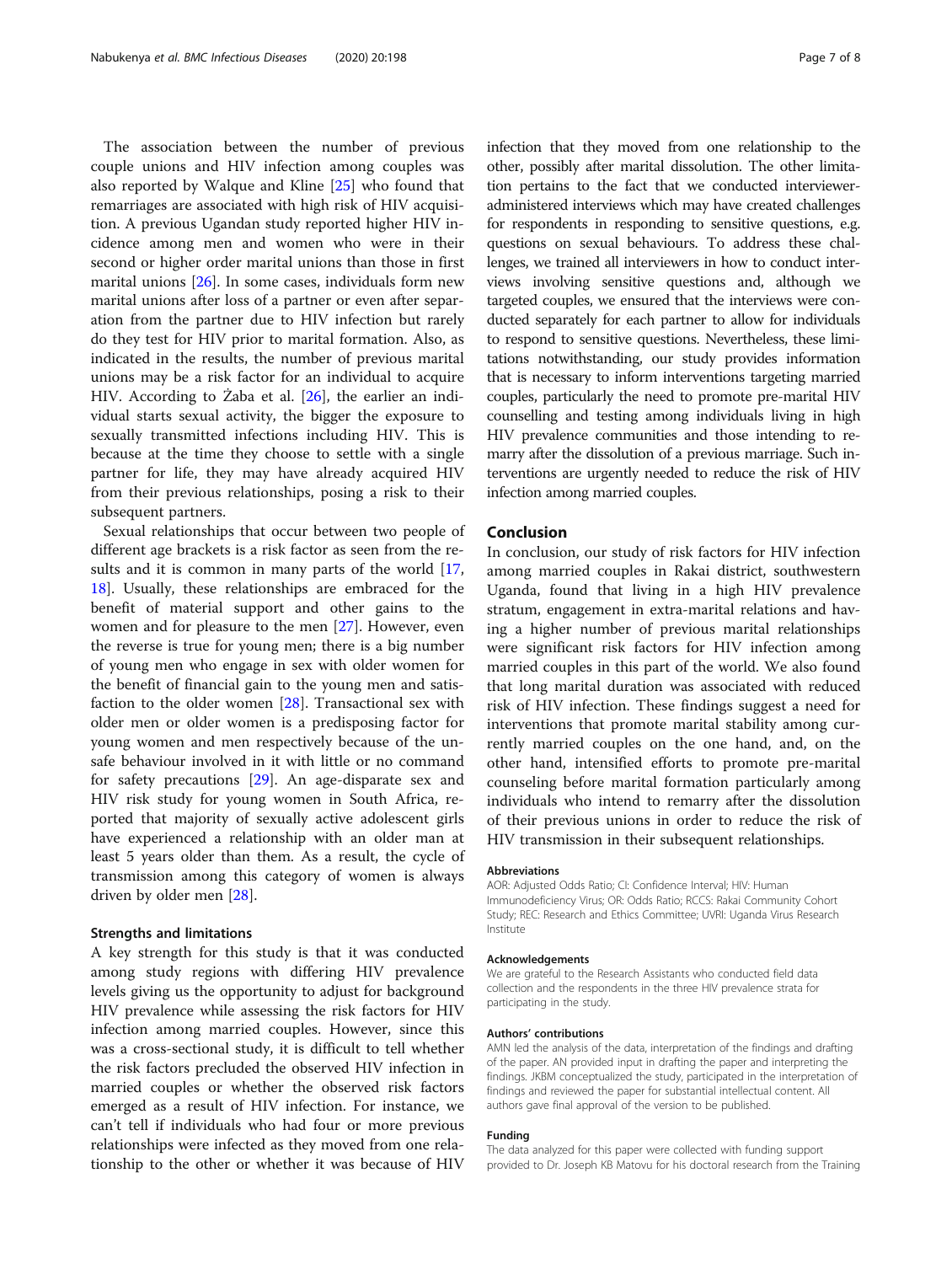The association between the number of previous couple unions and HIV infection among couples was also reported by Walque and Kline [25] who found that remarriages are associated with high risk of HIV acquisition. A previous Ugandan study reported higher HIV incidence among men and women who were in their second or higher order marital unions than those in first marital unions [26]. In some cases, individuals form new marital unions after loss of a partner or even after separation from the partner due to HIV infection but rarely do they test for HIV prior to marital formation. Also, as indicated in the results, the number of previous marital unions may be a risk factor for an individual to acquire HIV. According to Żaba et al. [26], the earlier an individual starts sexual activity, the bigger the exposure to sexually transmitted infections including HIV. This is because at the time they choose to settle with a single partner for life, they may have already acquired HIV from their previous relationships, posing a risk to their subsequent partners.

Sexual relationships that occur between two people of different age brackets is a risk factor as seen from the results and it is common in many parts of the world [17, 18]. Usually, these relationships are embraced for the benefit of material support and other gains to the women and for pleasure to the men [27]. However, even the reverse is true for young men; there is a big number of young men who engage in sex with older women for the benefit of financial gain to the young men and satisfaction to the older women [28]. Transactional sex with older men or older women is a predisposing factor for young women and men respectively because of the unsafe behaviour involved in it with little or no command for safety precautions [29]. An age-disparate sex and HIV risk study for young women in South Africa, reported that majority of sexually active adolescent girls have experienced a relationship with an older man at least 5 years older than them. As a result, the cycle of transmission among this category of women is always driven by older men [28].

### Strengths and limitations

A key strength for this study is that it was conducted among study regions with differing HIV prevalence levels giving us the opportunity to adjust for background HIV prevalence while assessing the risk factors for HIV infection among married couples. However, since this was a cross-sectional study, it is difficult to tell whether the risk factors precluded the observed HIV infection in married couples or whether the observed risk factors emerged as a result of HIV infection. For instance, we can't tell if individuals who had four or more previous relationships were infected as they moved from one relationship to the other or whether it was because of HIV infection that they moved from one relationship to the other, possibly after marital dissolution. The other limitation pertains to the fact that we conducted interviewer-administered interviews which may have created challenges for respondents in responding to sensitive questions, e.g. questions on sexual behaviours. To address these challenges, we trained all interviewers in how to conduct interviews involving sensitive questions and, although we targeted couples, we ensured that the interviews were conducted separately for each partner to allow for individuals to respond to sensitive questions. Nevertheless, these limitations notwithstanding, our study provides information that is necessary to inform interventions targeting married couples, particularly the need to promote pre-marital HIV counselling and testing among individuals living in high HIV prevalence communities and those intending to remarry after the dissolution of a previous marriage. Such interventions are urgently needed to reduce the risk of HIV infection among married couples.

## Conclusion

In conclusion, our study of risk factors for HIV infection among married couples in Rakai district, southwestern Uganda, found that living in a high HIV prevalence stratum, engagement in extra-marital relations and having a higher number of previous marital relationships were significant risk factors for HIV infection among married couples in this part of the world. We also found that long marital duration was associated with reduced risk of HIV infection. These findings suggest a need for interventions that promote marital stability among currently married couples on the one hand, and, on the other hand, intensified efforts to promote pre-marital counseling before marital formation particularly among individuals who intend to remarry after the dissolution of their previous unions in order to reduce the risk of HIV transmission in their subsequent relationships.

#### Abbreviations

AOR: Adjusted Odds Ratio; CI: Confidence Interval; HIV: Human Immunodeficiency Virus; OR: Odds Ratio; RCCS: Rakai Community Cohort Study; REC: Research and Ethics Committee; UVRI: Uganda Virus Research Institute

#### Acknowledgements

We are grateful to the Research Assistants who conducted field data collection and the respondents in the three HIV prevalence strata for participating in the study.

#### Authors' contributions

AMN led the analysis of the data, interpretation of the findings and drafting of the paper. AN provided input in drafting the paper and interpreting the findings. JKBM conceptualized the study, participated in the interpretation of findings and reviewed the paper for substantial intellectual content. All authors gave final approval of the version to be published.

#### Funding

The data analyzed for this paper were collected with funding support provided to Dr. Joseph KB Matovu for his doctoral research from the Training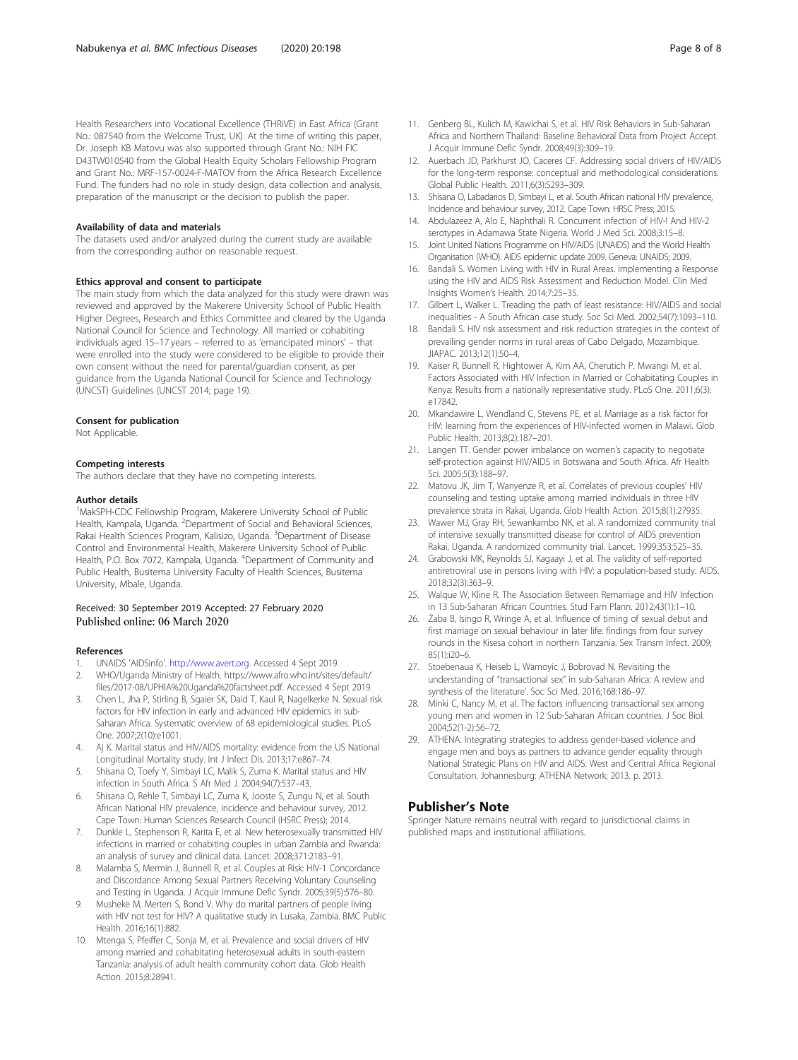Health Researchers into Vocational Excellence (THRiVE) in East Africa (Grant No.: 087540 from the Welcome Trust, UK). At the time of writing this paper, Dr. Joseph KB Matovu was also supported through Grant No.: NIH FIC D43TW010540 from the Global Health Equity Scholars Fellowship Program and Grant No.: MRF-157-0024-F-MATOV from the Africa Research Excellence Fund. The funders had no role in study design, data collection and analysis, preparation of the manuscript or the decision to publish the paper.

#### Availability of data and materials

The datasets used and/or analyzed during the current study are available from the corresponding author on reasonable request.

#### Ethics approval and consent to participate

The main study from which the data analyzed for this study were drawn was reviewed and approved by the Makerere University School of Public Health Higher Degrees, Research and Ethics Committee and cleared by the Uganda National Council for Science and Technology. All married or cohabiting individuals aged 15–17 years – referred to as 'emancipated minors' – that were enrolled into the study were considered to be eligible to provide their own consent without the need for parental/guardian consent, as per guidance from the Uganda National Council for Science and Technology (UNCST) Guidelines (UNCST 2014; page 19).

#### Consent for publication

Not Applicable.

#### Competing interests

The authors declare that they have no competing interests.

#### Author details

[1]MakSPH-CDC Fellowship Program, Makerere University School of Public Health, Kampala, Uganda. [2]Department of Social and Behavioral Sciences, Rakai Health Sciences Program, Kalisizo, Uganda. [3]Department of Disease Control and Environmental Health, Makerere University School of Public Health, P.O. Box 7072, Kampala, Uganda. [4]Department of Community and Public Health, Busitema University Faculty of Health Sciences, Busitema University, Mbale, Uganda.

Received: 30 September 2019 Accepted: 27 February 2020
Published online: 06 March 2020

#### References

1. UNAIDS 'AIDSinfo'. http://www.avert.org. Accessed 4 Sept 2019.
2. WHO/Uganda Ministry of Health. https://www.afro.who.int/sites/default/files/2017-08/UPHIA%20Uganda%20factsheet.pdf. Accessed 4 Sept 2019.
3. Chen L, Jha P, Stirling B, Sgaier SK, Daid T, Kaul R, Nagelkerke N. Sexual risk factors for HIV infection in early and advanced HIV epidemics in sub-Saharan Africa. Systematic overview of 68 epidemiological studies. PLoS One. 2007;2(10):e1001.
4. Aj K. Marital status and HIV/AIDS mortality: evidence from the US National Longitudinal Mortality study. Int J Infect Dis. 2013;17:e867–74.
5. Shisana O, Toefy Y, Simbayi LC, Malik S, Zuma K. Marital status and HIV infection in South Africa. S Afr Med J. 2004;94(7):537–43.
6. Shisana O, Rehle T, Simbayi LC, Zuma K, Jooste S, Zungu N, et al. South African National HIV prevalence, incidence and behaviour survey, 2012. Cape Town: Human Sciences Research Council (HSRC Press); 2014.
7. Dunkle L, Stephenson R, Karita E, et al. New heterosexually transmitted HIV infections in married or cohabiting couples in urban Zambia and Rwanda: an analysis of survey and clinical data. Lancet. 2008;371:2183–91.
8. Malamba S, Mermin J, Bunnell R, et al. Couples at Risk: HIV-1 Concordance and Discordance Among Sexual Partners Receiving Voluntary Counseling and Testing in Uganda. J Acquir Immune Defic Syndr. 2005;39(5):576–80.
9. Musheke M, Merten S, Bond V. Why do marital partners of people living with HIV not test for HIV? A qualitative study in Lusaka, Zambia. BMC Public Health. 2016;16(1):882.
10. Mtenga S, Pfeiffer C, Sonja M, et al. Prevalence and social drivers of HIV among married and cohabitating heterosexual adults in south-eastern Tanzania: analysis of adult health community cohort data. Glob Health Action. 2015;8:28941.
11. Genberg BL, Kulich M, Kawichai S, et al. HIV Risk Behaviors in Sub-Saharan Africa and Northern Thailand: Baseline Behavioral Data from Project Accept. J Acquir Immune Defic Syndr. 2008;49(3):309–19.
12. Auerbach JD, Parkhurst JO, Caceres CF. Addressing social drivers of HIV/AIDS for the long-term response: conceptual and methodological considerations. Global Public Health. 2011;6(3):S293–309.
13. Shisana O, Labadarios D, Simbayi L, et al. South African national HIV prevalence, Incidence and behaviour survey, 2012. Cape Town: HRSC Press; 2015.
14. Abdulazeez A, Alo E, Naphthali R. Concurrent infection of HIV-! And HIV-2 serotypes in Adamawa State Nigeria. World J Med Sci. 2008;3:15–8.
15. Joint United Nations Programme on HIV/AIDS (UNAIDS) and the World Health Organisation (WHO). AIDS epidemic update 2009. Geneva: UNAIDS; 2009.
16. Bandali S. Women Living with HIV in Rural Areas. Implementing a Response using the HIV and AIDS Risk Assessment and Reduction Model. Clin Med Insights Women's Health. 2014;7:25–35.
17. Gilbert L, Walker L. Treading the path of least resistance: HIV/AIDS and social inequalities - A South African case study. Soc Sci Med. 2002;54(7):1093–110.
18. Bandali S. HIV risk assessment and risk reduction strategies in the context of prevailing gender norms in rural areas of Cabo Delgado, Mozambique. JIAPAC. 2013;12(1):50–4.
19. Kaiser R, Bunnell R, Hightower A, Kim AA, Cherutich P, Mwangi M, et al. Factors Associated with HIV Infection in Married or Cohabitating Couples in Kenya: Results from a nationally representative study. PLoS One. 2011;6(3):e17842.
20. Mkandawire L, Wendland C, Stevens PE, et al. Marriage as a risk factor for HIV: learning from the experiences of HIV-infected women in Malawi. Glob Public Health. 2013;8(2):187–201.
21. Langen TT. Gender power imbalance on women's capacity to negotiate self-protection against HIV/AIDS in Botswana and South Africa. Afr Health Sci. 2005;5(3):188–97.
22. Matovu JK, Jim T, Wanyenze R, et al. Correlates of previous couples' HIV counseling and testing uptake among married individuals in three HIV prevalence strata in Rakai, Uganda. Glob Health Action. 2015;8(1):27935.
23. Wawer MJ, Gray RH, Sewankambo NK, et al. A randomized community trial of intensive sexually transmitted disease for control of AIDS prevention Rakai, Uganda. A randomized community trial. Lancet. 1999;353:525–35.
24. Grabowski MK, Reynolds SJ, Kagaayi J, et al. The validity of self-reported antiretroviral use in persons living with HIV: a population-based study. AIDS. 2018;32(3):363–9.
25. Walque W, Kline R. The Association Between Remarriage and HIV Infection in 13 Sub-Saharan African Countries. Stud Fam Plann. 2012;43(1):1–10.
26. Żaba B, Isingo R, Wringe A, et al. Influence of timing of sexual debut and first marriage on sexual behaviour in later life: findings from four survey rounds in the Kisesa cohort in northern Tanzania. Sex Transm Infect. 2009;85(1):i20–6.
27. Stoebenaua K, Heiseb L, Wamoyic J, Bobrovad N. Revisiting the understanding of "transactional sex" in sub-Saharan Africa: A review and synthesis of the literature'. Soc Sci Med. 2016;168:186–97.
28. Minki C, Nancy M, et al. The factors influencing transactional sex among young men and women in 12 Sub-Saharan African countries. J Soc Biol. 2004;52(1-2):56–72.
29. ATHENA. Integrating strategies to address gender-based violence and engage men and boys as partners to advance gender equality through National Strategic Plans on HIV and AIDS: West and Central Africa Regional Consultation. Johannesburg: ATHENA Network; 2013. p. 2013.

## Publisher's Note

Springer Nature remains neutral with regard to jurisdictional claims in published maps and institutional affiliations.